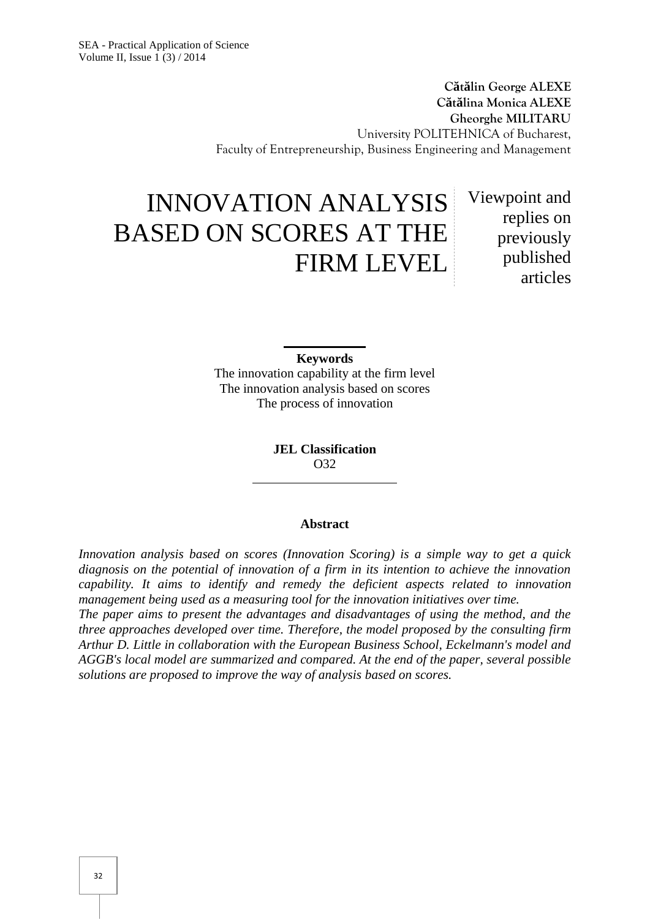**Cătălin George ALEXE**
**Cătălina Monica ALEXE**
**Gheorghe MILITARU**
University POLITEHNICA of Bucharest,
Faculty of Entrepreneurship, Business Engineering and Management

# INNOVATION ANALYSIS BASED ON SCORES AT THE FIRM LEVEL

Viewpoint and replies on previously published articles

**Keywords**
The innovation capability at the firm level
The innovation analysis based on scores
The process of innovation

**JEL Classification**
O32

**Abstract**

*Innovation analysis based on scores (Innovation Scoring) is a simple way to get a quick diagnosis on the potential of innovation of a firm in its intention to achieve the innovation capability. It aims to identify and remedy the deficient aspects related to innovation management being used as a measuring tool for the innovation initiatives over time.*

*The paper aims to present the advantages and disadvantages of using the method, and the three approaches developed over time. Therefore, the model proposed by the consulting firm Arthur D. Little in collaboration with the European Business School, Eckelmann's model and AGGB's local model are summarized and compared. At the end of the paper, several possible solutions are proposed to improve the way of analysis based on scores.*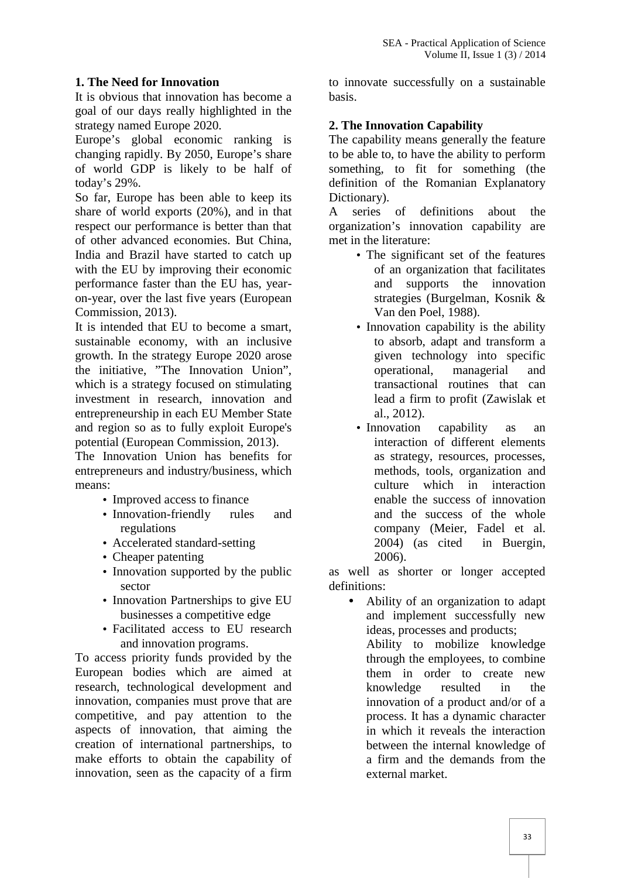## 1. The Need for Innovation

It is obvious that innovation has become a goal of our days really highlighted in the strategy named Europe 2020.

Europe's global economic ranking is changing rapidly. By 2050, Europe's share of world GDP is likely to be half of today's 29%.

So far, Europe has been able to keep its share of world exports (20%), and in that respect our performance is better than that of other advanced economies. But China, India and Brazil have started to catch up with the EU by improving their economic performance faster than the EU has, year-on-year, over the last five years (European Commission, 2013).

It is intended that EU to become a smart, sustainable economy, with an inclusive growth. In the strategy Europe 2020 arose the initiative, "The Innovation Union", which is a strategy focused on stimulating investment in research, innovation and entrepreneurship in each EU Member State and region so as to fully exploit Europe's potential (European Commission, 2013).

The Innovation Union has benefits for entrepreneurs and industry/business, which means:

- Improved access to finance
- Innovation-friendly rules and regulations
- Accelerated standard-setting
- Cheaper patenting
- Innovation supported by the public sector
- Innovation Partnerships to give EU businesses a competitive edge
- Facilitated access to EU research and innovation programs.

To access priority funds provided by the European bodies which are aimed at research, technological development and innovation, companies must prove that are competitive, and pay attention to the aspects of innovation, that aiming the creation of international partnerships, to make efforts to obtain the capability of innovation, seen as the capacity of a firm to innovate successfully on a sustainable basis.

## 2. The Innovation Capability

The capability means generally the feature to be able to, to have the ability to perform something, to fit for something (the definition of the Romanian Explanatory Dictionary).

A series of definitions about the organization's innovation capability are met in the literature:

- The significant set of the features of an organization that facilitates and supports the innovation strategies (Burgelman, Kosnik & Van den Poel, 1988).
- Innovation capability is the ability to absorb, adapt and transform a given technology into specific operational, managerial and transactional routines that can lead a firm to profit (Zawislak et al., 2012).
- Innovation capability as an interaction of different elements as strategy, resources, processes, methods, tools, organization and culture which in interaction enable the success of innovation and the success of the whole company (Meier, Fadel et al. 2004) (as cited in Buergin, 2006).

as well as shorter or longer accepted definitions:

- Ability of an organization to adapt and implement successfully new ideas, processes and products;

  Ability to mobilize knowledge through the employees, to combine them in order to create new knowledge resulted in the innovation of a product and/or of a process. It has a dynamic character in which it reveals the interaction between the internal knowledge of a firm and the demands from the external market.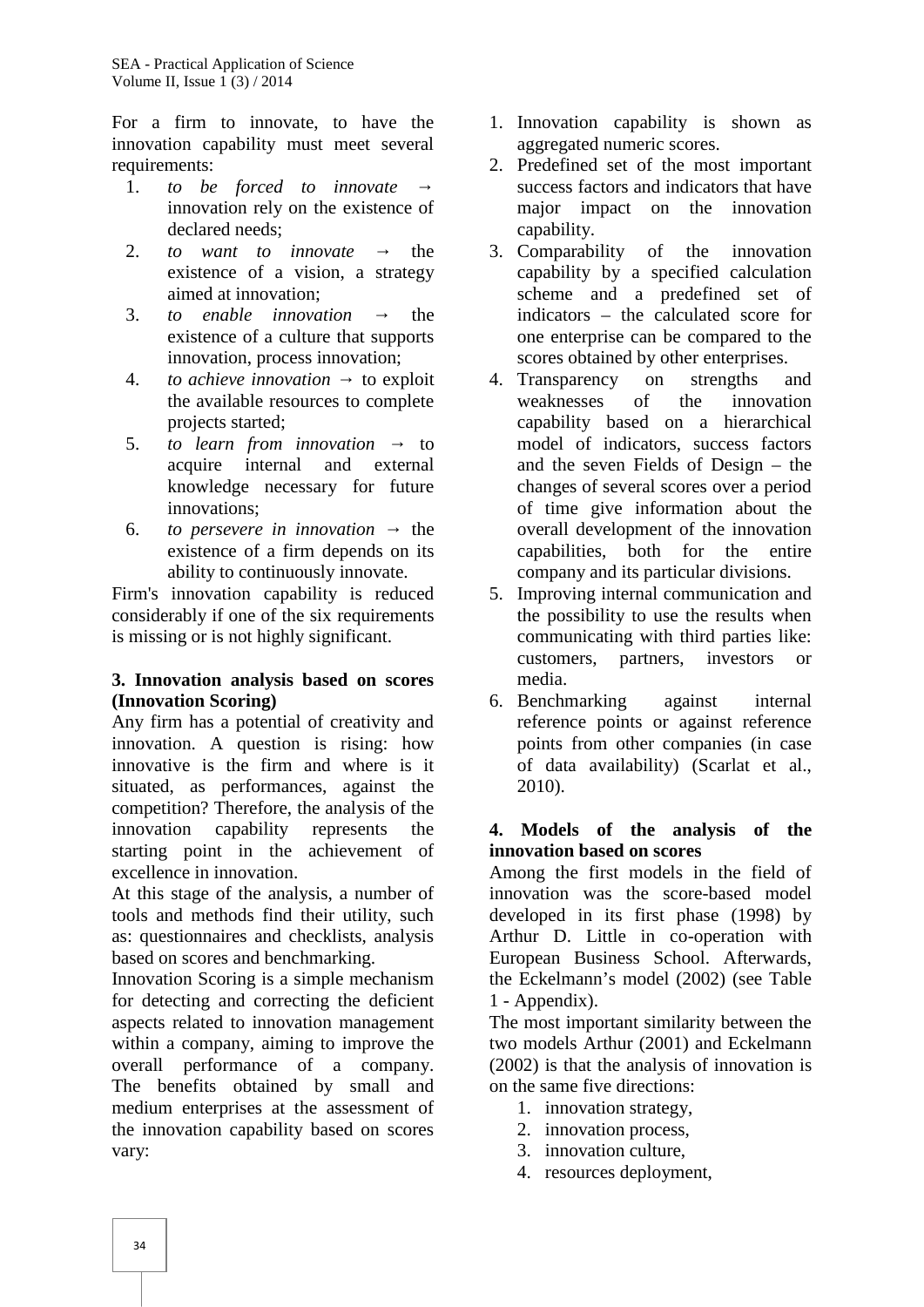For a firm to innovate, to have the innovation capability must meet several requirements:

1. *to be forced to innovate* → innovation rely on the existence of declared needs;
2. *to want to innovate* → the existence of a vision, a strategy aimed at innovation;
3. *to enable innovation* → the existence of a culture that supports innovation, process innovation;
4. *to achieve innovation* → to exploit the available resources to complete projects started;
5. *to learn from innovation* → to acquire internal and external knowledge necessary for future innovations;
6. *to persevere in innovation* → the existence of a firm depends on its ability to continuously innovate.

Firm's innovation capability is reduced considerably if one of the six requirements is missing or is not highly significant.

## 3. Innovation analysis based on scores (Innovation Scoring)

Any firm has a potential of creativity and innovation. A question is rising: how innovative is the firm and where is it situated, as performances, against the competition? Therefore, the analysis of the innovation capability represents the starting point in the achievement of excellence in innovation.

At this stage of the analysis, a number of tools and methods find their utility, such as: questionnaires and checklists, analysis based on scores and benchmarking.

Innovation Scoring is a simple mechanism for detecting and correcting the deficient aspects related to innovation management within a company, aiming to improve the overall performance of a company. The benefits obtained by small and medium enterprises at the assessment of the innovation capability based on scores vary:

1. Innovation capability is shown as aggregated numeric scores.
2. Predefined set of the most important success factors and indicators that have major impact on the innovation capability.
3. Comparability of the innovation capability by a specified calculation scheme and a predefined set of indicators – the calculated score for one enterprise can be compared to the scores obtained by other enterprises.
4. Transparency on strengths and weaknesses of the innovation capability based on a hierarchical model of indicators, success factors and the seven Fields of Design – the changes of several scores over a period of time give information about the overall development of the innovation capabilities, both for the entire company and its particular divisions.
5. Improving internal communication and the possibility to use the results when communicating with third parties like: customers, partners, investors or media.
6. Benchmarking against internal reference points or against reference points from other companies (in case of data availability) (Scarlat et al., 2010).

## 4. Models of the analysis of the innovation based on scores

Among the first models in the field of innovation was the score-based model developed in its first phase (1998) by Arthur D. Little in co-operation with European Business School. Afterwards, the Eckelmann's model (2002) (see Table 1 - Appendix).

The most important similarity between the two models Arthur (2001) and Eckelmann (2002) is that the analysis of innovation is on the same five directions:

1. innovation strategy,
2. innovation process,
3. innovation culture,
4. resources deployment,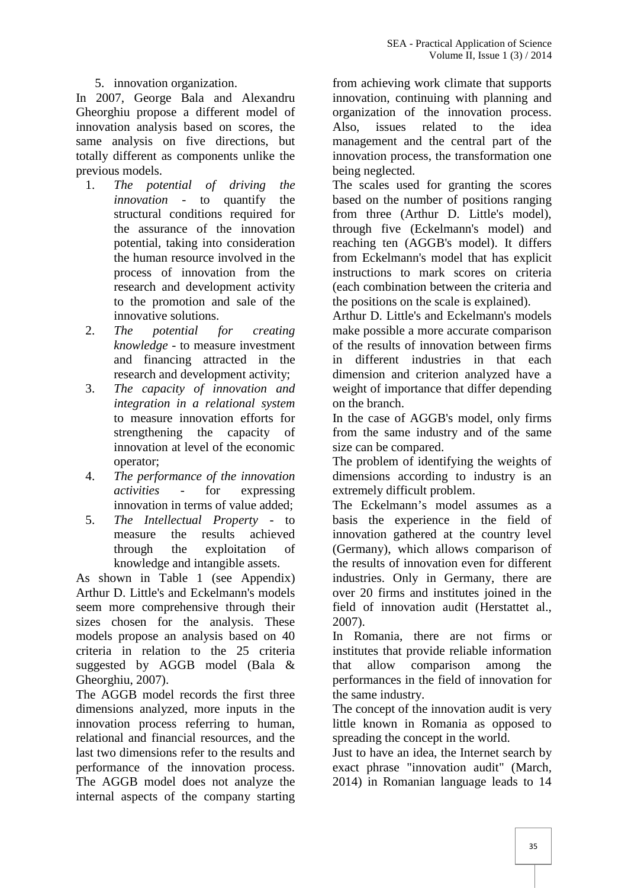5. innovation organization.

In 2007, George Bala and Alexandru Gheorghiu propose a different model of innovation analysis based on scores, the same analysis on five directions, but totally different as components unlike the previous models.

1. *The potential of driving the innovation* - to quantify the structural conditions required for the assurance of the innovation potential, taking into consideration the human resource involved in the process of innovation from the research and development activity to the promotion and sale of the innovative solutions.
2. *The potential for creating knowledge* - to measure investment and financing attracted in the research and development activity;
3. *The capacity of innovation and integration in a relational system* to measure innovation efforts for strengthening the capacity of innovation at level of the economic operator;
4. *The performance of the innovation activities* - for expressing innovation in terms of value added;
5. *The Intellectual Property* - to measure the results achieved through the exploitation of knowledge and intangible assets.

As shown in Table 1 (see Appendix) Arthur D. Little's and Eckelmann's models seem more comprehensive through their sizes chosen for the analysis. These models propose an analysis based on 40 criteria in relation to the 25 criteria suggested by AGGB model (Bala & Gheorghiu, 2007).

The AGGB model records the first three dimensions analyzed, more inputs in the innovation process referring to human, relational and financial resources, and the last two dimensions refer to the results and performance of the innovation process. The AGGB model does not analyze the internal aspects of the company starting from achieving work climate that supports innovation, continuing with planning and organization of the innovation process. Also, issues related to the idea management and the central part of the innovation process, the transformation one being neglected.

The scales used for granting the scores based on the number of positions ranging from three (Arthur D. Little's model), through five (Eckelmann's model) and reaching ten (AGGB's model). It differs from Eckelmann's model that has explicit instructions to mark scores on criteria (each combination between the criteria and the positions on the scale is explained).

Arthur D. Little's and Eckelmann's models make possible a more accurate comparison of the results of innovation between firms in different industries in that each dimension and criterion analyzed have a weight of importance that differ depending on the branch.

In the case of AGGB's model, only firms from the same industry and of the same size can be compared.

The problem of identifying the weights of dimensions according to industry is an extremely difficult problem.

The Eckelmann's model assumes as a basis the experience in the field of innovation gathered at the country level (Germany), which allows comparison of the results of innovation even for different industries. Only in Germany, there are over 20 firms and institutes joined in the field of innovation audit (Herstattet al., 2007).

In Romania, there are not firms or institutes that provide reliable information that allow comparison among the performances in the field of innovation for the same industry.

The concept of the innovation audit is very little known in Romania as opposed to spreading the concept in the world.

Just to have an idea, the Internet search by exact phrase "innovation audit" (March, 2014) in Romanian language leads to 14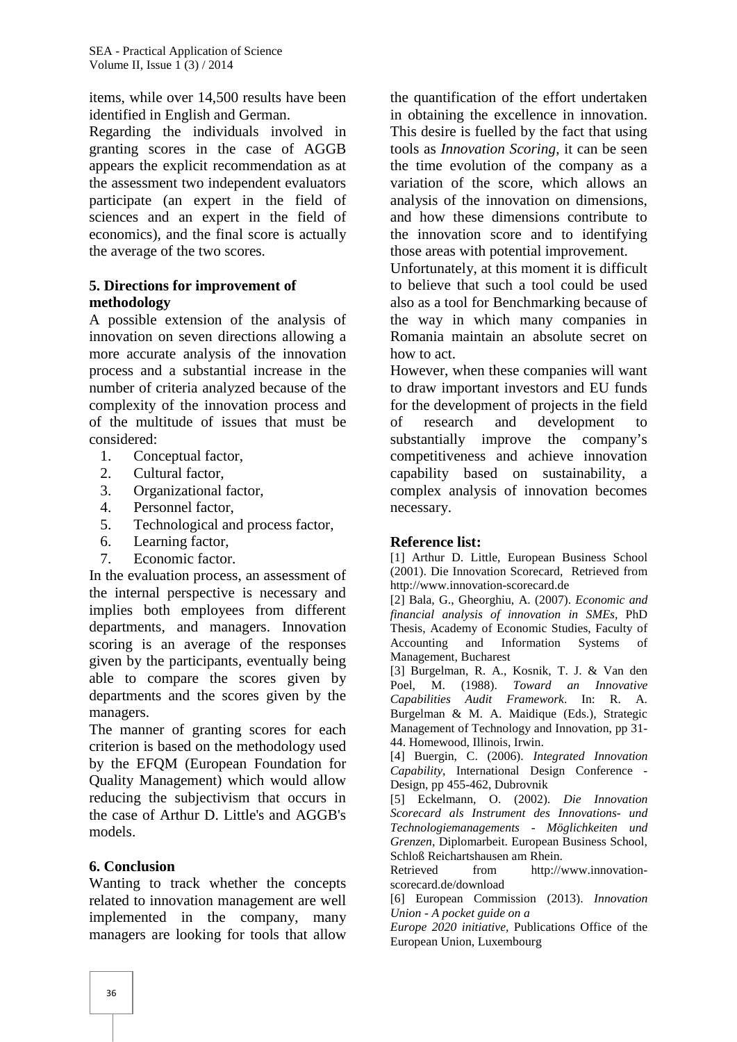items, while over 14,500 results have been identified in English and German.

Regarding the individuals involved in granting scores in the case of AGGB appears the explicit recommendation as at the assessment two independent evaluators participate (an expert in the field of sciences and an expert in the field of economics), and the final score is actually the average of the two scores.

## 5. Directions for improvement of methodology

A possible extension of the analysis of innovation on seven directions allowing a more accurate analysis of the innovation process and a substantial increase in the number of criteria analyzed because of the complexity of the innovation process and of the multitude of issues that must be considered:

1. Conceptual factor,
2. Cultural factor,
3. Organizational factor,
4. Personnel factor,
5. Technological and process factor,
6. Learning factor,
7. Economic factor.

In the evaluation process, an assessment of the internal perspective is necessary and implies both employees from different departments, and managers. Innovation scoring is an average of the responses given by the participants, eventually being able to compare the scores given by departments and the scores given by the managers.

The manner of granting scores for each criterion is based on the methodology used by the EFQM (European Foundation for Quality Management) which would allow reducing the subjectivism that occurs in the case of Arthur D. Little's and AGGB's models.

## 6. Conclusion

Wanting to track whether the concepts related to innovation management are well implemented in the company, many managers are looking for tools that allow the quantification of the effort undertaken in obtaining the excellence in innovation. This desire is fuelled by the fact that using tools as *Innovation Scoring*, it can be seen the time evolution of the company as a variation of the score, which allows an analysis of the innovation on dimensions, and how these dimensions contribute to the innovation score and to identifying those areas with potential improvement.

Unfortunately, at this moment it is difficult to believe that such a tool could be used also as a tool for Benchmarking because of the way in which many companies in Romania maintain an absolute secret on how to act.

However, when these companies will want to draw important investors and EU funds for the development of projects in the field of research and development to substantially improve the company's competitiveness and achieve innovation capability based on sustainability, a complex analysis of innovation becomes necessary.

## Reference list:

[1] Arthur D. Little, European Business School (2001). Die Innovation Scorecard, Retrieved from http://www.innovation-scorecard.de

[2] Bala, G., Gheorghiu, A. (2007). *Economic and financial analysis of innovation in SMEs*, PhD Thesis, Academy of Economic Studies, Faculty of Accounting and Information Systems of Management, Bucharest

[3] Burgelman, R. A., Kosnik, T. J. & Van den Poel, M. (1988). *Toward an Innovative Capabilities Audit Framework*. In: R. A. Burgelman & M. A. Maidique (Eds.), Strategic Management of Technology and Innovation, pp 31-44. Homewood, Illinois, Irwin.

[4] Buergin, C. (2006). *Integrated Innovation Capability*, International Design Conference - Design, pp 455-462, Dubrovnik

[5] Eckelmann, O. (2002). *Die Innovation Scorecard als Instrument des Innovations- und Technologiemanagements - Möglichkeiten und Grenzen*, Diplomarbeit. European Business School, Schloß Reichartshausen am Rhein. Retrieved from http://www.innovation-scorecard.de/download

[6] European Commission (2013). *Innovation Union - A pocket guide on a Europe 2020 initiative*, Publications Office of the European Union, Luxembourg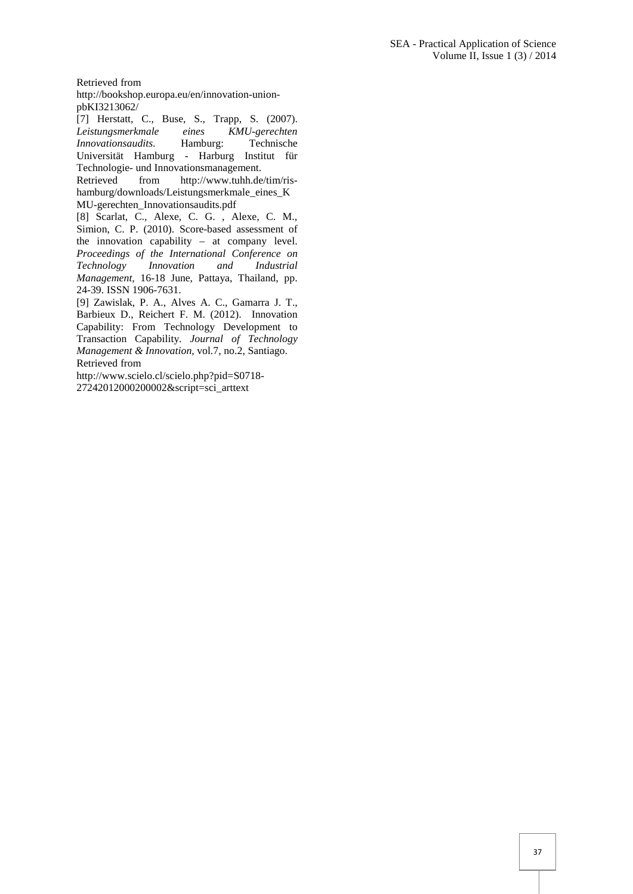Retrieved from http://bookshop.europa.eu/en/innovation-union-pbKI3213062/

[7] Herstatt, C., Buse, S., Trapp, S. (2007). *Leistungsmerkmale eines KMU-gerechten Innovationsaudits.* Hamburg: Technische Universität Hamburg - Harburg Institut für Technologie- und Innovationsmanagement. Retrieved from http://www.tuhh.de/tim/ris-hamburg/downloads/Leistungsmerkmale_eines_KMU-gerechten_Innovationsaudits.pdf

[8] Scarlat, C., Alexe, C. G. , Alexe, C. M., Simion, C. P. (2010). Score-based assessment of the innovation capability – at company level. *Proceedings of the International Conference on Technology Innovation and Industrial Management,* 16-18 June, Pattaya, Thailand, pp. 24-39. ISSN 1906-7631.

[9] Zawislak, P. A., Alves A. C., Gamarra J. T., Barbieux D., Reichert F. M. (2012). Innovation Capability: From Technology Development to Transaction Capability. *Journal of Technology Management & Innovation,* vol.7, no.2, Santiago. Retrieved from http://www.scielo.cl/scielo.php?pid=S0718-27242012000200002&script=sci_arttext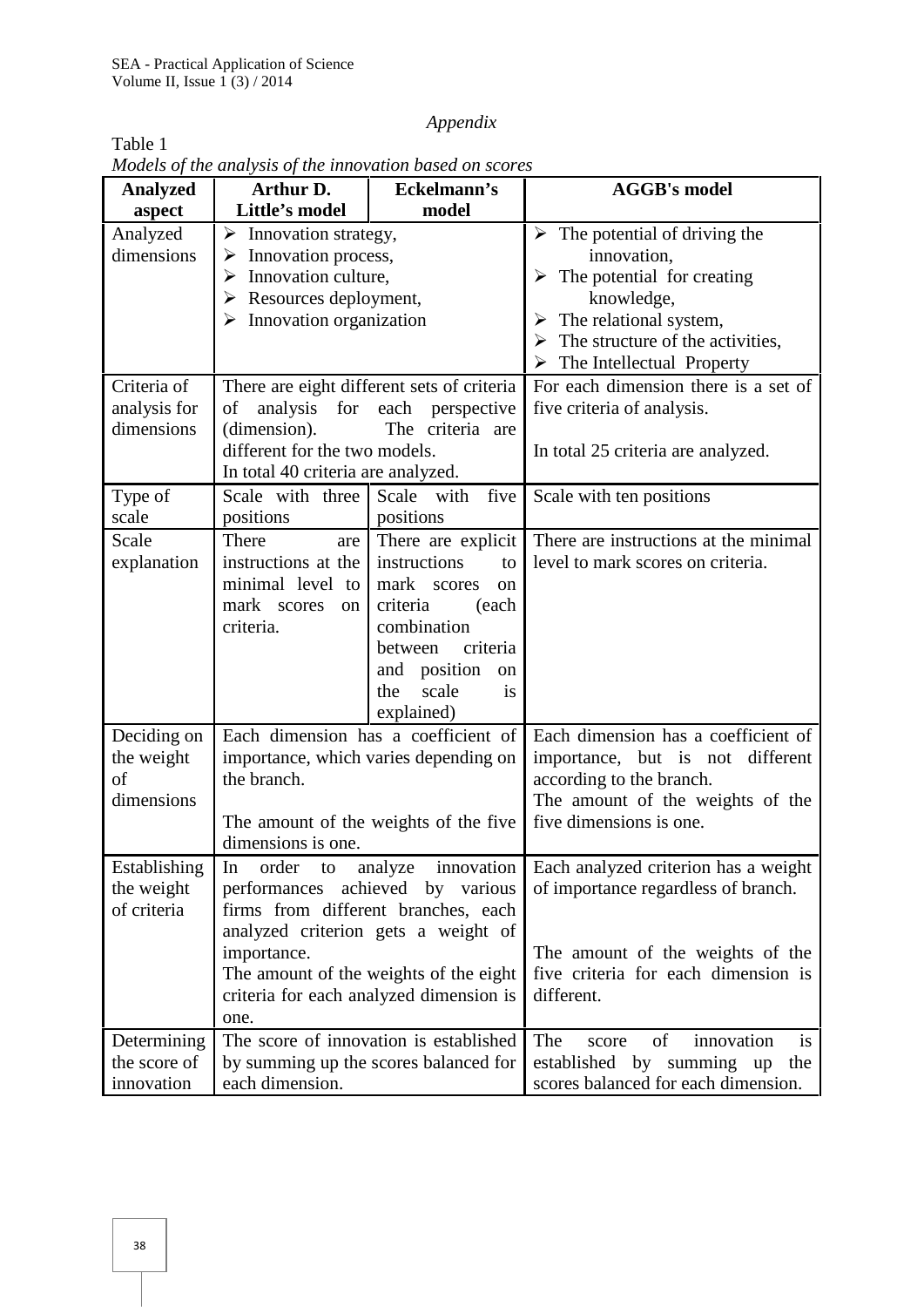*Appendix*

Table 1

*Models of the analysis of the innovation based on scores*

| Analyzed aspect | Arthur D. Little's model | Eckelmann's model | AGGB's model |
|---|---|---|---|
| Analyzed dimensions | ➢ Innovation strategy,<br>➢ Innovation process,<br>➢ Innovation culture,<br>➢ Resources deployment,<br>➢ Innovation organization | | ➢ The potential of driving the innovation,<br>➢ The potential for creating knowledge,<br>➢ The relational system,<br>➢ The structure of the activities,<br>➢ The Intellectual Property |
| Criteria of analysis for dimensions | There are eight different sets of criteria of analysis for each perspective (dimension). The criteria are different for the two models.<br>In total 40 criteria are analyzed. | | For each dimension there is a set of five criteria of analysis.<br>In total 25 criteria are analyzed. |
| Type of scale | Scale with three positions | Scale with five positions | Scale with ten positions |
| Scale explanation | There are instructions at the minimal level to mark scores on criteria. | There are explicit instructions to mark scores on criteria (each combination between criteria and position on the scale is explained) | There are instructions at the minimal level to mark scores on criteria. |
| Deciding on the weight of dimensions | Each dimension has a coefficient of importance, which varies depending on the branch.<br>The amount of the weights of the five dimensions is one. | | Each dimension has a coefficient of importance, but is not different according to the branch.<br>The amount of the weights of the five dimensions is one. |
| Establishing the weight of criteria | In order to analyze innovation performances achieved by various firms from different branches, each analyzed criterion gets a weight of importance.<br>The amount of the weights of the eight criteria for each analyzed dimension is one. | | Each analyzed criterion has a weight of importance regardless of branch.<br>The amount of the weights of the five criteria for each dimension is different. |
| Determining the score of innovation | The score of innovation is established by summing up the scores balanced for each dimension. | | The score of innovation is established by summing up the scores balanced for each dimension. |